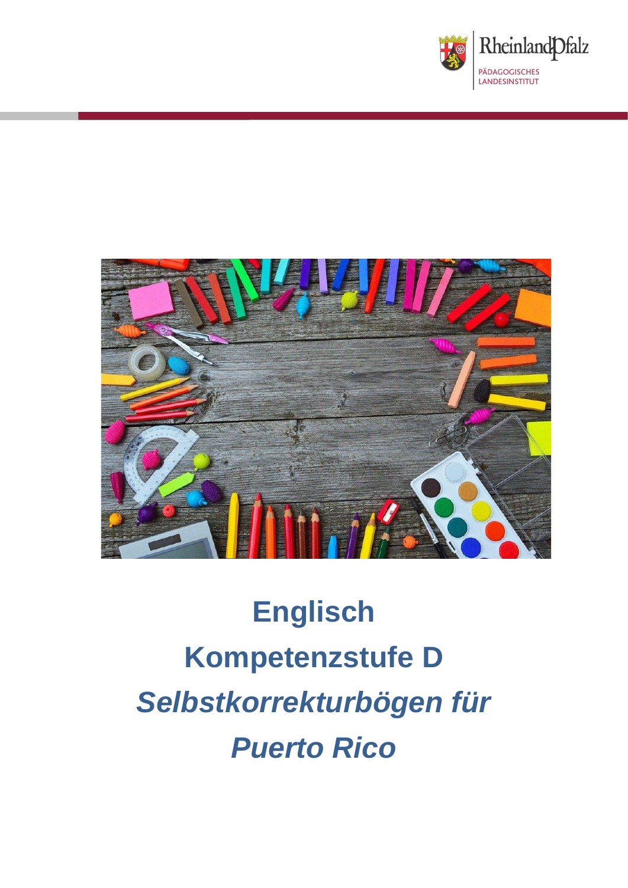# Englisch

## Kompetenzstufe D

## *Selbstkorrekturbögen für Puerto Rico*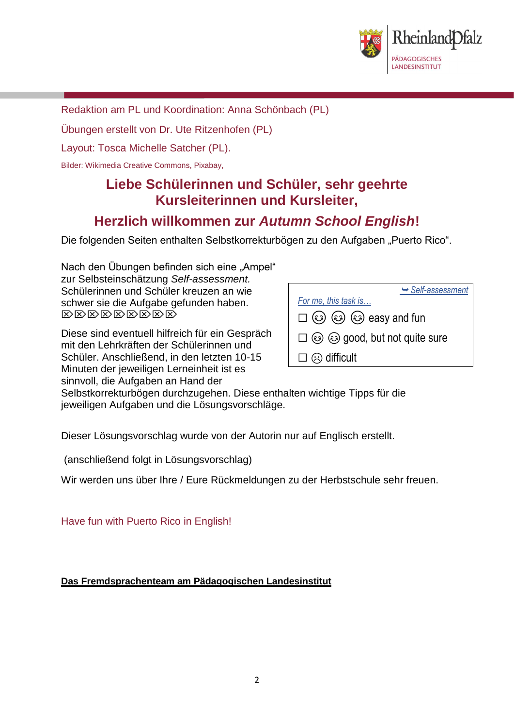Redaktion am PL und Koordination: Anna Schönbach (PL)

Übungen erstellt von Dr. Ute Ritzenhofen (PL)

Layout: Tosca Michelle Satcher (PL).

Bilder: Wikimedia Creative Commons, Pixabay,

## Liebe Schülerinnen und Schüler, sehr geehrte Kursleiterinnen und Kursleiter,

## Herzlich willkommen zur *Autumn School English*!

Die folgenden Seiten enthalten Selbstkorrekturbögen zu den Aufgaben „Puerto Rico".

Nach den Übungen befinden sich eine „Ampel" zur Selbsteinschätzung *Self-assessment.* Schülerinnen und Schüler kreuzen an wie schwer sie die Aufgabe gefunden haben. ⌧⌧⌧⌧⌧⌧⌧⌧⌧

| ➥ *Self-assessment* |
|---|
| *For me, this task is…* |
| ☐ ☺ ☺ ☺ easy and fun |
| ☐ ☺ ☺ good, but not quite sure |
| ☐ ☹ difficult |

Diese sind eventuell hilfreich für ein Gespräch mit den Lehrkräften der Schülerinnen und Schüler. Anschließend, in den letzten 10-15 Minuten der jeweiligen Lerneinheit ist es sinnvoll, die Aufgaben an Hand der Selbstkorrekturbögen durchzugehen. Diese enthalten wichtige Tipps für die jeweiligen Aufgaben und die Lösungsvorschläge.

Dieser Lösungsvorschlag wurde von der Autorin nur auf Englisch erstellt.

(anschließend folgt in Lösungsvorschlag)

Wir werden uns über Ihre / Eure Rückmeldungen zu der Herbstschule sehr freuen.

Have fun with Puerto Rico in English!

**Das Fremdsprachenteam am Pädagogischen Landesinstitut**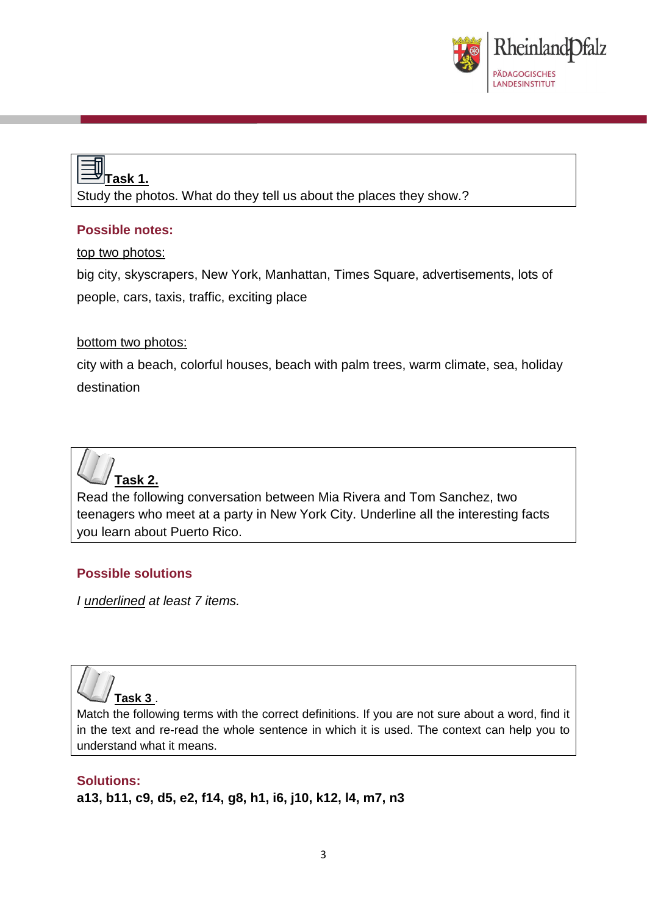**Task 1.**

Study the photos. What do they tell us about the places they show.?

**Possible notes:**

top two photos:

big city, skyscrapers, New York, Manhattan, Times Square, advertisements, lots of people, cars, taxis, traffic, exciting place

bottom two photos:

city with a beach, colorful houses, beach with palm trees, warm climate, sea, holiday destination

**Task 2.**

Read the following conversation between Mia Rivera and Tom Sanchez, two teenagers who meet at a party in New York City. Underline all the interesting facts you learn about Puerto Rico.

**Possible solutions**

*I underlined at least 7 items.*

**Task 3** .

Match the following terms with the correct definitions. If you are not sure about a word, find it in the text and re-read the whole sentence in which it is used. The context can help you to understand what it means.

**Solutions:**

**a13, b11, c9, d5, e2, f14, g8, h1, i6, j10, k12, l4, m7, n3**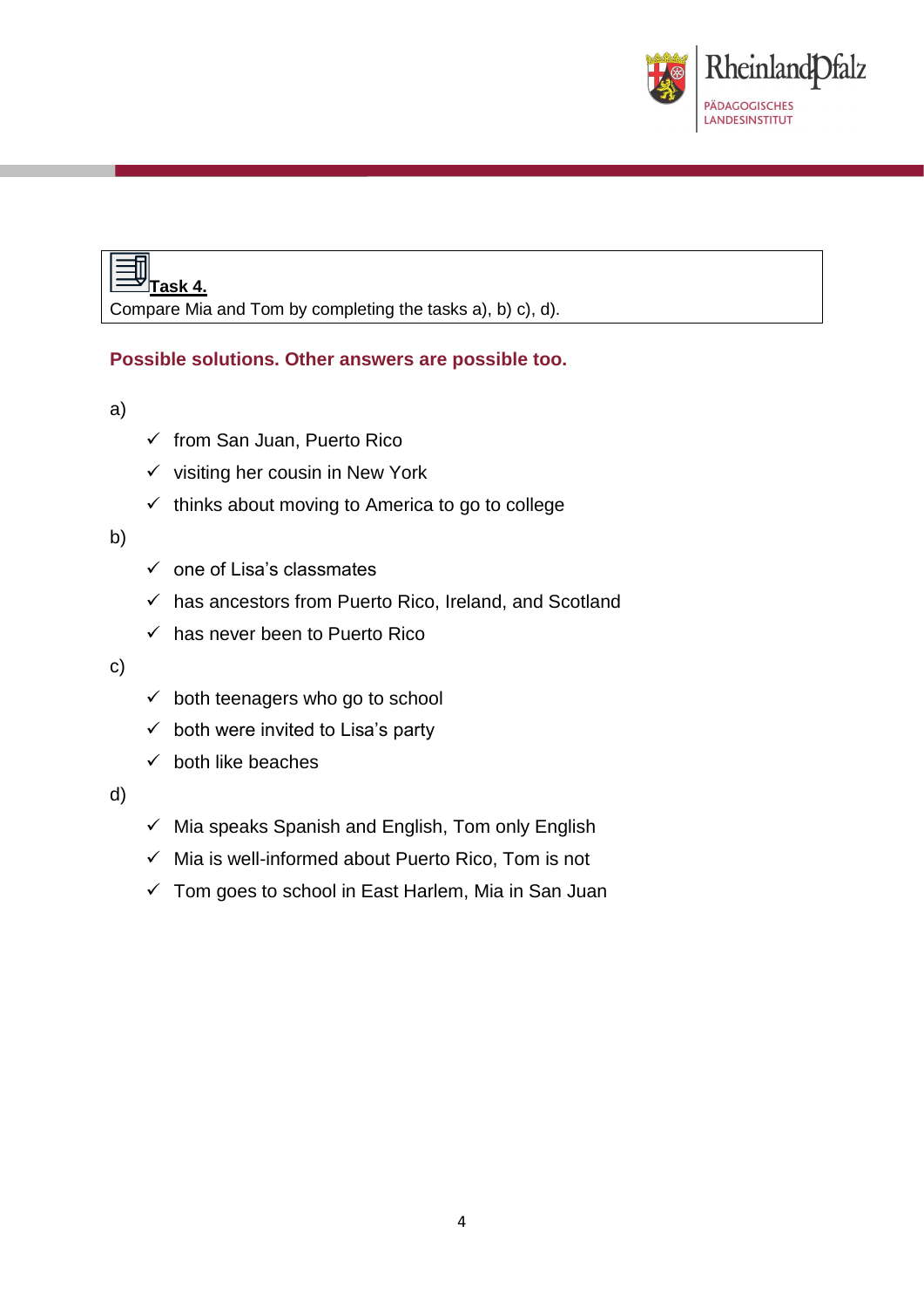**Task 4.**

Compare Mia and Tom by completing the tasks a), b) c), d).

**Possible solutions. Other answers are possible too.**

a)

- ✓ from San Juan, Puerto Rico
- ✓ visiting her cousin in New York
- ✓ thinks about moving to America to go to college

b)

- ✓ one of Lisa's classmates
- ✓ has ancestors from Puerto Rico, Ireland, and Scotland
- ✓ has never been to Puerto Rico

c)

- ✓ both teenagers who go to school
- ✓ both were invited to Lisa's party
- ✓ both like beaches

d)

- ✓ Mia speaks Spanish and English, Tom only English
- ✓ Mia is well-informed about Puerto Rico, Tom is not
- ✓ Tom goes to school in East Harlem, Mia in San Juan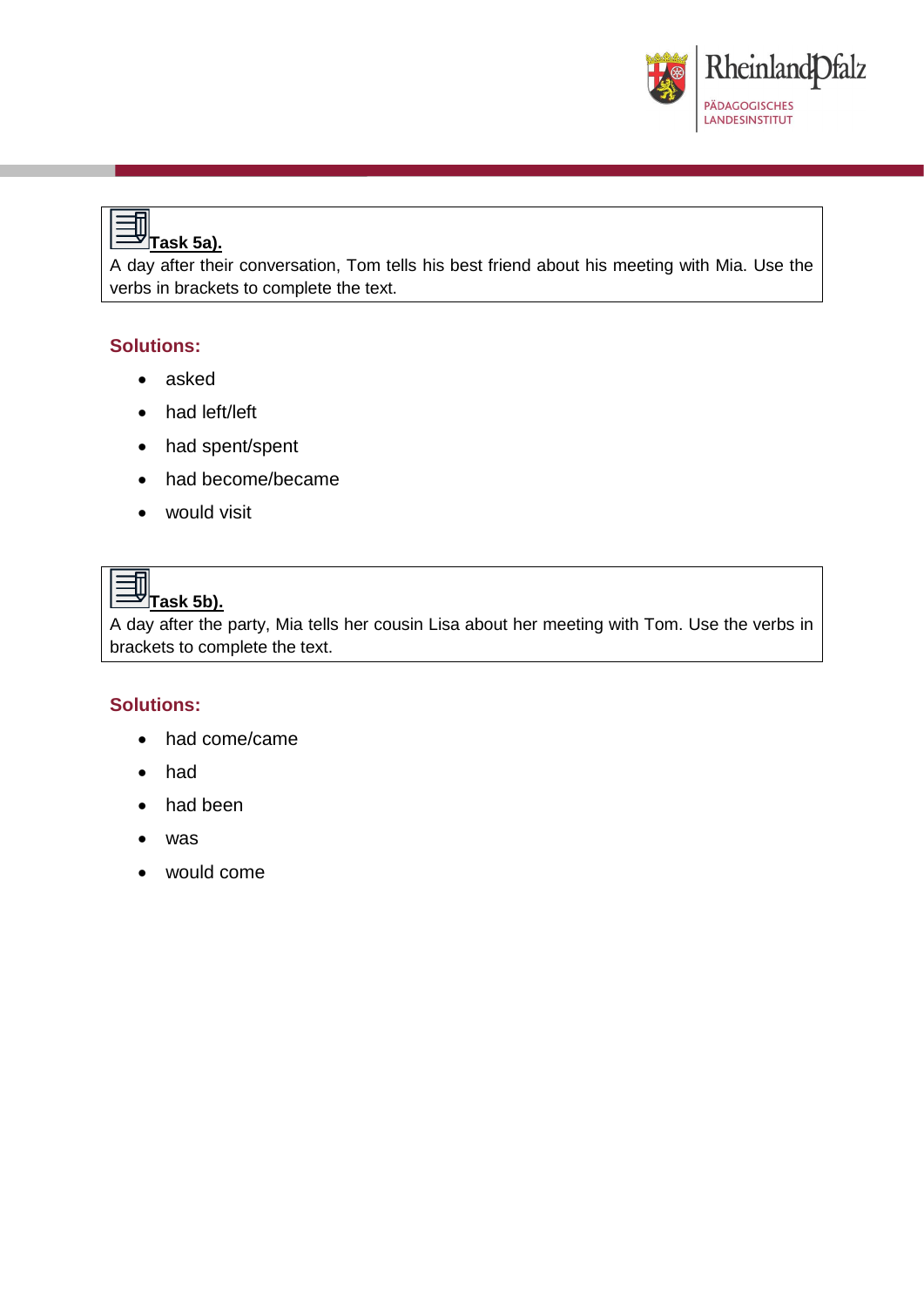**Task 5a).**

A day after their conversation, Tom tells his best friend about his meeting with Mia. Use the verbs in brackets to complete the text.

### Solutions:

- asked
- had left/left
- had spent/spent
- had become/became
- would visit

**Task 5b).**

A day after the party, Mia tells her cousin Lisa about her meeting with Tom. Use the verbs in brackets to complete the text.

### Solutions:

- had come/came
- had
- had been
- was
- would come